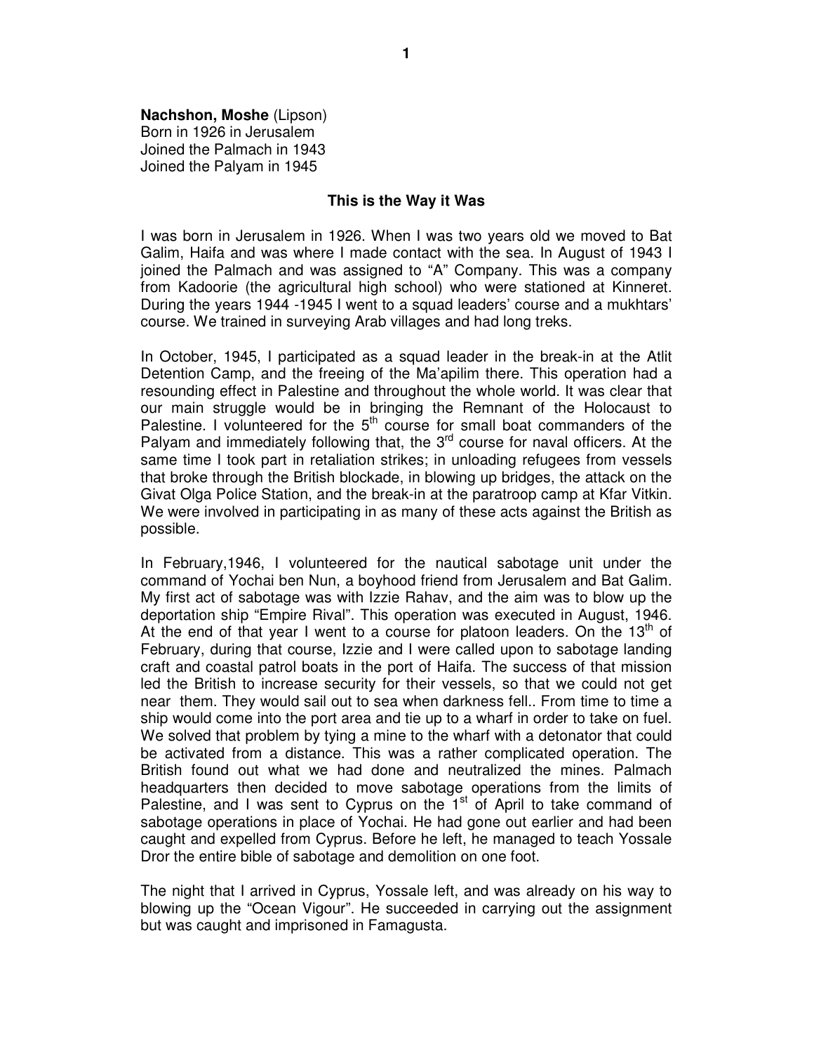**Nachshon, Moshe** (Lipson)
Born in 1926 in Jerusalem
Joined the Palmach in 1943
Joined the Palyam in 1945

## This is the Way it Was

I was born in Jerusalem in 1926. When I was two years old we moved to Bat Galim, Haifa and was where I made contact with the sea. In August of 1943 I joined the Palmach and was assigned to "A" Company. This was a company from Kadoorie (the agricultural high school) who were stationed at Kinneret. During the years 1944 -1945 I went to a squad leaders' course and a mukhtars' course. We trained in surveying Arab villages and had long treks.

In October, 1945, I participated as a squad leader in the break-in at the Atlit Detention Camp, and the freeing of the Ma'apilim there. This operation had a resounding effect in Palestine and throughout the whole world. It was clear that our main struggle would be in bringing the Remnant of the Holocaust to Palestine. I volunteered for the 5th course for small boat commanders of the Palyam and immediately following that, the 3rd course for naval officers. At the same time I took part in retaliation strikes; in unloading refugees from vessels that broke through the British blockade, in blowing up bridges, the attack on the Givat Olga Police Station, and the break-in at the paratroop camp at Kfar Vitkin. We were involved in participating in as many of these acts against the British as possible.

In February,1946, I volunteered for the nautical sabotage unit under the command of Yochai ben Nun, a boyhood friend from Jerusalem and Bat Galim. My first act of sabotage was with Izzie Rahav, and the aim was to blow up the deportation ship "Empire Rival". This operation was executed in August, 1946. At the end of that year I went to a course for platoon leaders. On the 13th of February, during that course, Izzie and I were called upon to sabotage landing craft and coastal patrol boats in the port of Haifa. The success of that mission led the British to increase security for their vessels, so that we could not get near them. They would sail out to sea when darkness fell.. From time to time a ship would come into the port area and tie up to a wharf in order to take on fuel. We solved that problem by tying a mine to the wharf with a detonator that could be activated from a distance. This was a rather complicated operation. The British found out what we had done and neutralized the mines. Palmach headquarters then decided to move sabotage operations from the limits of Palestine, and I was sent to Cyprus on the 1st of April to take command of sabotage operations in place of Yochai. He had gone out earlier and had been caught and expelled from Cyprus. Before he left, he managed to teach Yossale Dror the entire bible of sabotage and demolition on one foot.

The night that I arrived in Cyprus, Yossale left, and was already on his way to blowing up the "Ocean Vigour". He succeeded in carrying out the assignment but was caught and imprisoned in Famagusta.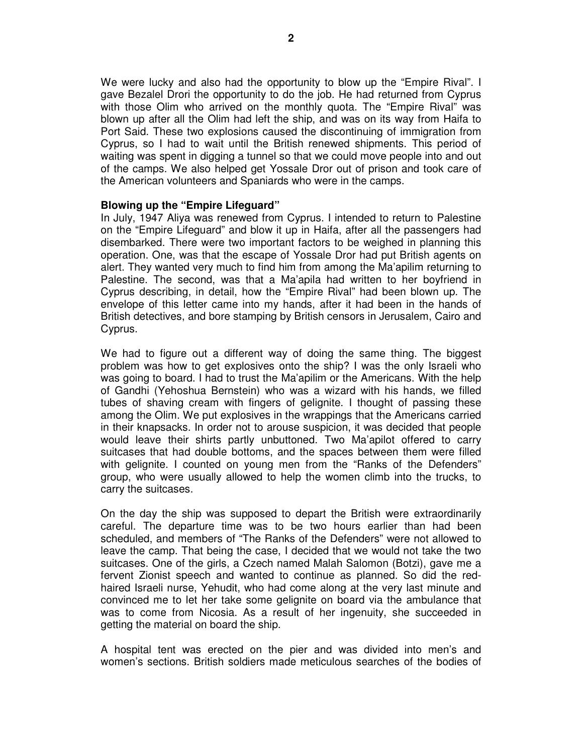We were lucky and also had the opportunity to blow up the "Empire Rival". I gave Bezalel Drori the opportunity to do the job. He had returned from Cyprus with those Olim who arrived on the monthly quota. The "Empire Rival" was blown up after all the Olim had left the ship, and was on its way from Haifa to Port Said. These two explosions caused the discontinuing of immigration from Cyprus, so I had to wait until the British renewed shipments. This period of waiting was spent in digging a tunnel so that we could move people into and out of the camps. We also helped get Yossale Dror out of prison and took care of the American volunteers and Spaniards who were in the camps.

**Blowing up the "Empire Lifeguard"**

In July, 1947 Aliya was renewed from Cyprus. I intended to return to Palestine on the "Empire Lifeguard" and blow it up in Haifa, after all the passengers had disembarked. There were two important factors to be weighed in planning this operation. One, was that the escape of Yossale Dror had put British agents on alert. They wanted very much to find him from among the Ma'apilim returning to Palestine. The second, was that a Ma'apila had written to her boyfriend in Cyprus describing, in detail, how the "Empire Rival" had been blown up. The envelope of this letter came into my hands, after it had been in the hands of British detectives, and bore stamping by British censors in Jerusalem, Cairo and Cyprus.

We had to figure out a different way of doing the same thing. The biggest problem was how to get explosives onto the ship? I was the only Israeli who was going to board. I had to trust the Ma'apilim or the Americans. With the help of Gandhi (Yehoshua Bernstein) who was a wizard with his hands, we filled tubes of shaving cream with fingers of gelignite. I thought of passing these among the Olim. We put explosives in the wrappings that the Americans carried in their knapsacks. In order not to arouse suspicion, it was decided that people would leave their shirts partly unbuttoned. Two Ma'apilot offered to carry suitcases that had double bottoms, and the spaces between them were filled with gelignite. I counted on young men from the "Ranks of the Defenders" group, who were usually allowed to help the women climb into the trucks, to carry the suitcases.

On the day the ship was supposed to depart the British were extraordinarily careful. The departure time was to be two hours earlier than had been scheduled, and members of "The Ranks of the Defenders" were not allowed to leave the camp. That being the case, I decided that we would not take the two suitcases. One of the girls, a Czech named Malah Salomon (Botzi), gave me a fervent Zionist speech and wanted to continue as planned. So did the red-haired Israeli nurse, Yehudit, who had come along at the very last minute and convinced me to let her take some gelignite on board via the ambulance that was to come from Nicosia. As a result of her ingenuity, she succeeded in getting the material on board the ship.

A hospital tent was erected on the pier and was divided into men's and women's sections. British soldiers made meticulous searches of the bodies of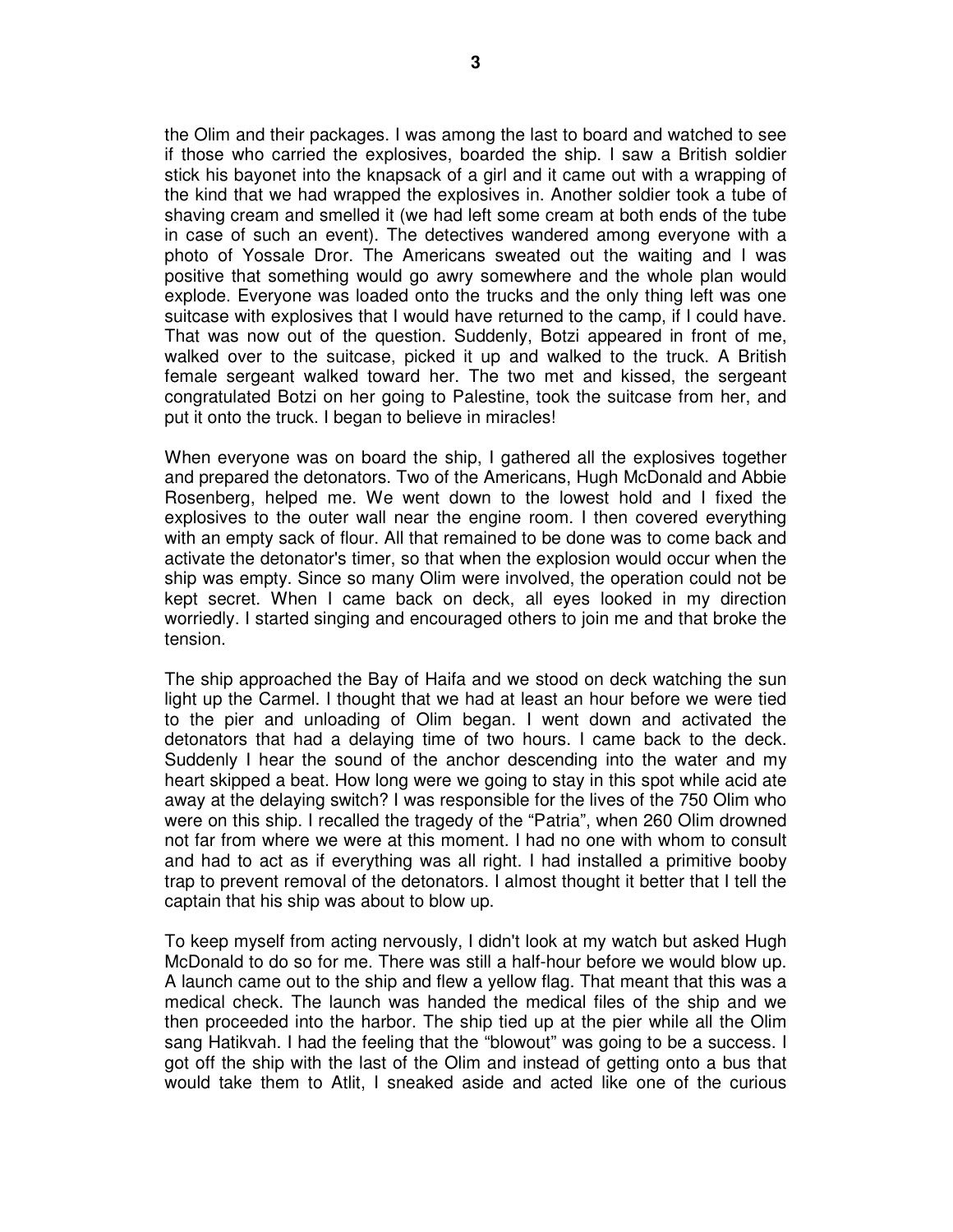the Olim and their packages. I was among the last to board and watched to see if those who carried the explosives, boarded the ship. I saw a British soldier stick his bayonet into the knapsack of a girl and it came out with a wrapping of the kind that we had wrapped the explosives in. Another soldier took a tube of shaving cream and smelled it (we had left some cream at both ends of the tube in case of such an event). The detectives wandered among everyone with a photo of Yossale Dror. The Americans sweated out the waiting and I was positive that something would go awry somewhere and the whole plan would explode. Everyone was loaded onto the trucks and the only thing left was one suitcase with explosives that I would have returned to the camp, if I could have. That was now out of the question. Suddenly, Botzi appeared in front of me, walked over to the suitcase, picked it up and walked to the truck. A British female sergeant walked toward her. The two met and kissed, the sergeant congratulated Botzi on her going to Palestine, took the suitcase from her, and put it onto the truck. I began to believe in miracles!

When everyone was on board the ship, I gathered all the explosives together and prepared the detonators. Two of the Americans, Hugh McDonald and Abbie Rosenberg, helped me. We went down to the lowest hold and I fixed the explosives to the outer wall near the engine room. I then covered everything with an empty sack of flour. All that remained to be done was to come back and activate the detonator's timer, so that when the explosion would occur when the ship was empty. Since so many Olim were involved, the operation could not be kept secret. When I came back on deck, all eyes looked in my direction worriedly. I started singing and encouraged others to join me and that broke the tension.

The ship approached the Bay of Haifa and we stood on deck watching the sun light up the Carmel. I thought that we had at least an hour before we were tied to the pier and unloading of Olim began. I went down and activated the detonators that had a delaying time of two hours. I came back to the deck. Suddenly I hear the sound of the anchor descending into the water and my heart skipped a beat. How long were we going to stay in this spot while acid ate away at the delaying switch? I was responsible for the lives of the 750 Olim who were on this ship. I recalled the tragedy of the "Patria", when 260 Olim drowned not far from where we were at this moment. I had no one with whom to consult and had to act as if everything was all right. I had installed a primitive booby trap to prevent removal of the detonators. I almost thought it better that I tell the captain that his ship was about to blow up.

To keep myself from acting nervously, I didn't look at my watch but asked Hugh McDonald to do so for me. There was still a half-hour before we would blow up. A launch came out to the ship and flew a yellow flag. That meant that this was a medical check. The launch was handed the medical files of the ship and we then proceeded into the harbor. The ship tied up at the pier while all the Olim sang Hatikvah. I had the feeling that the "blowout" was going to be a success. I got off the ship with the last of the Olim and instead of getting onto a bus that would take them to Atlit, I sneaked aside and acted like one of the curious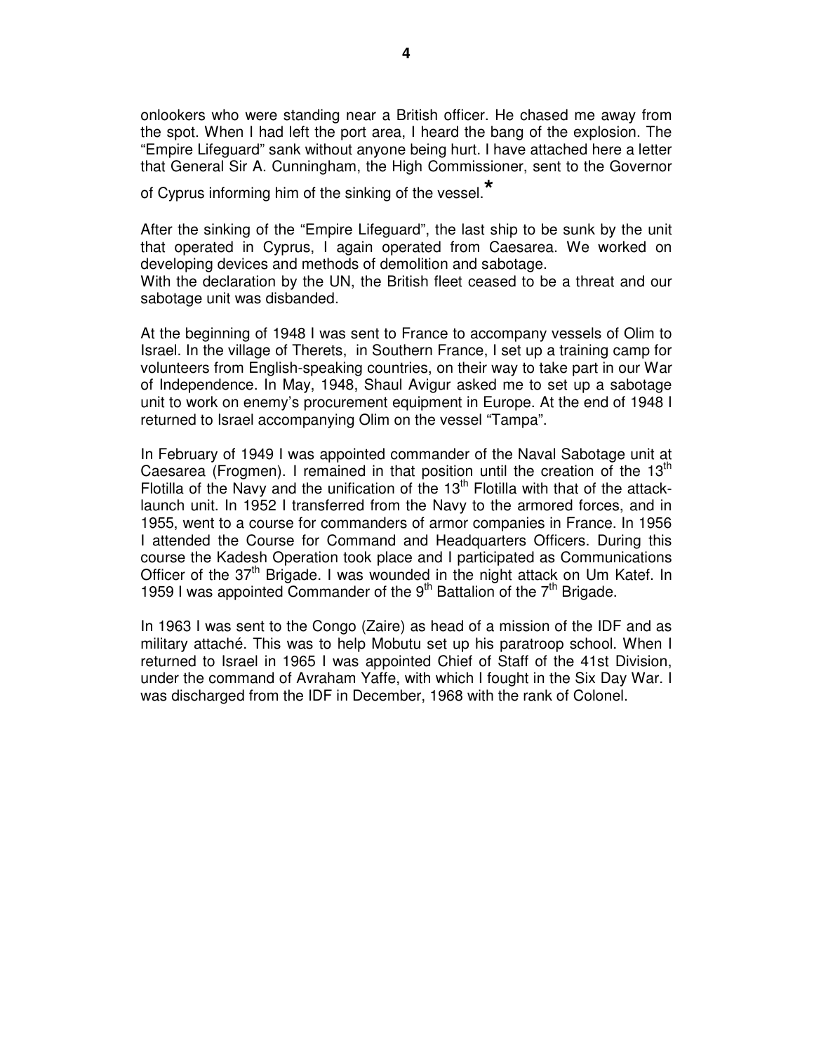onlookers who were standing near a British officer. He chased me away from the spot. When I had left the port area, I heard the bang of the explosion. The "Empire Lifeguard" sank without anyone being hurt. I have attached here a letter that General Sir A. Cunningham, the High Commissioner, sent to the Governor of Cyprus informing him of the sinking of the vessel.*

After the sinking of the "Empire Lifeguard", the last ship to be sunk by the unit that operated in Cyprus, I again operated from Caesarea. We worked on developing devices and methods of demolition and sabotage.
With the declaration by the UN, the British fleet ceased to be a threat and our sabotage unit was disbanded.

At the beginning of 1948 I was sent to France to accompany vessels of Olim to Israel. In the village of Therets, in Southern France, I set up a training camp for volunteers from English-speaking countries, on their way to take part in our War of Independence. In May, 1948, Shaul Avigur asked me to set up a sabotage unit to work on enemy's procurement equipment in Europe. At the end of 1948 I returned to Israel accompanying Olim on the vessel "Tampa".

In February of 1949 I was appointed commander of the Naval Sabotage unit at Caesarea (Frogmen). I remained in that position until the creation of the 13th Flotilla of the Navy and the unification of the 13th Flotilla with that of the attack-launch unit. In 1952 I transferred from the Navy to the armored forces, and in 1955, went to a course for commanders of armor companies in France. In 1956 I attended the Course for Command and Headquarters Officers. During this course the Kadesh Operation took place and I participated as Communications Officer of the 37th Brigade. I was wounded in the night attack on Um Katef. In 1959 I was appointed Commander of the 9th Battalion of the 7th Brigade.

In 1963 I was sent to the Congo (Zaire) as head of a mission of the IDF and as military attaché. This was to help Mobutu set up his paratroop school. When I returned to Israel in 1965 I was appointed Chief of Staff of the 41st Division, under the command of Avraham Yaffe, with which I fought in the Six Day War. I was discharged from the IDF in December, 1968 with the rank of Colonel.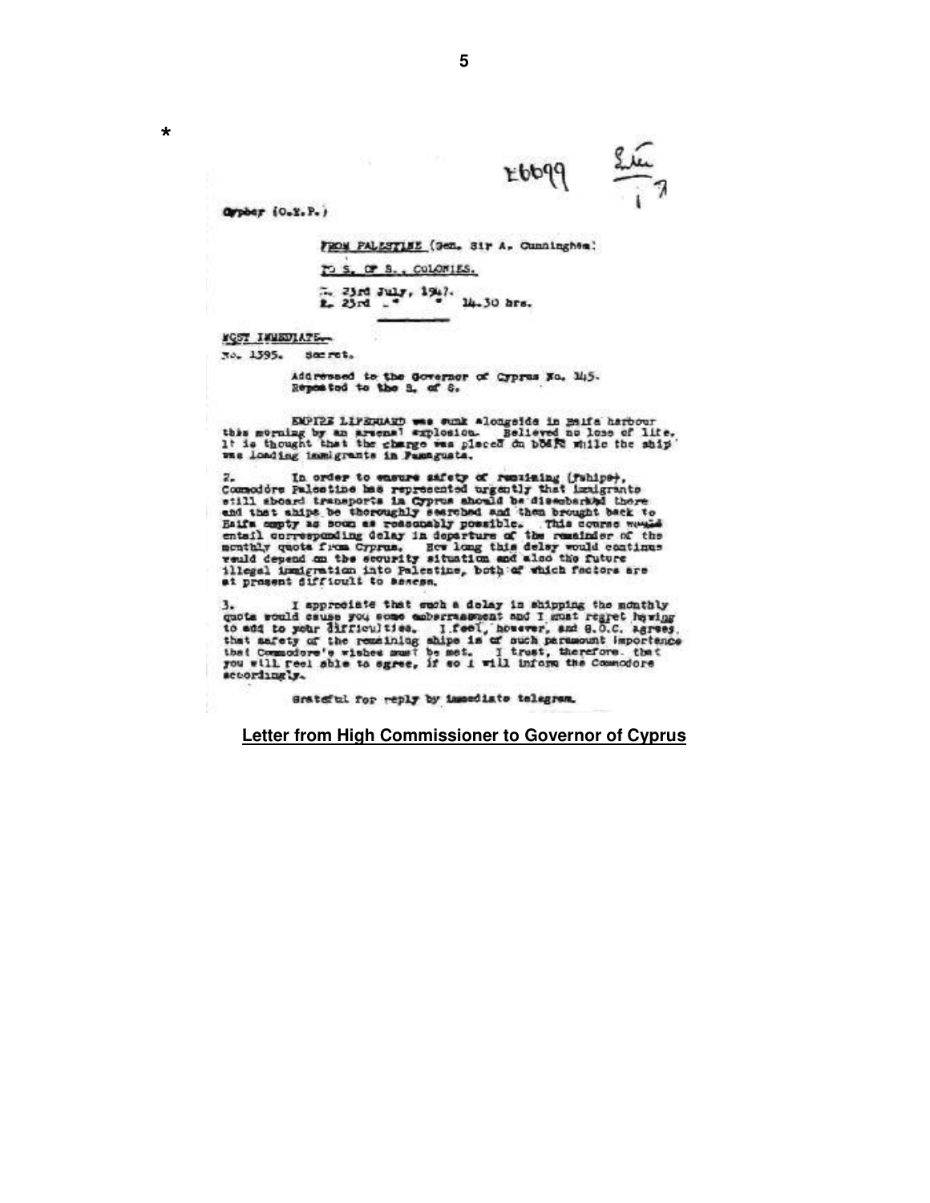*

E6699

Cypher (O.T.P.)

FROM PALESTINE (Gen. Sir A. Cunningham)

TO S. OF S., COLONIES.

D. 23rd July, 1947.
R. 23rd " " 14.30 hrs.

MOST IMMEDIATE.

No. 1395. Secret.

Addressed to the Governor of Cyprus No. 145.
Repeated to the S. of S.

EMPIRE LIFEGUARD was sunk alongside in Haifa harbour this morning by an arsenal explosion. Believed no loss of life. It is thought that the charge was placed on board while the ship was loading immigrants in Famagusta.

2. In order to ensure safety of remaining (?ships), Commodore Palestine has represented urgently that immigrants still aboard transports in Cyprus should be disembarked there and that ships be thoroughly searched and then brought back to Haifa empty as soon as reasonably possible. This course would entail corresponding delay in departure of the remainder of the monthly quota from Cyprus. How long this delay would continue would depend on the security situation and also the future illegal immigration into Palestine, both of which factors are at present difficult to assess.

3. I appreciate that such a delay in shipping the monthly quota would cause you some embarrassment and I must regret having to add to your difficulties. I feel, however, and G.O.C. agrees, that safety of the remaining ships is of such paramount importance that Commodore's wishes must be met. I trust, therefore, that you will feel able to agree, if so I will inform the Commodore accordingly.

Grateful for reply by immediate telegram.

**Letter from High Commissioner to Governor of Cyprus**